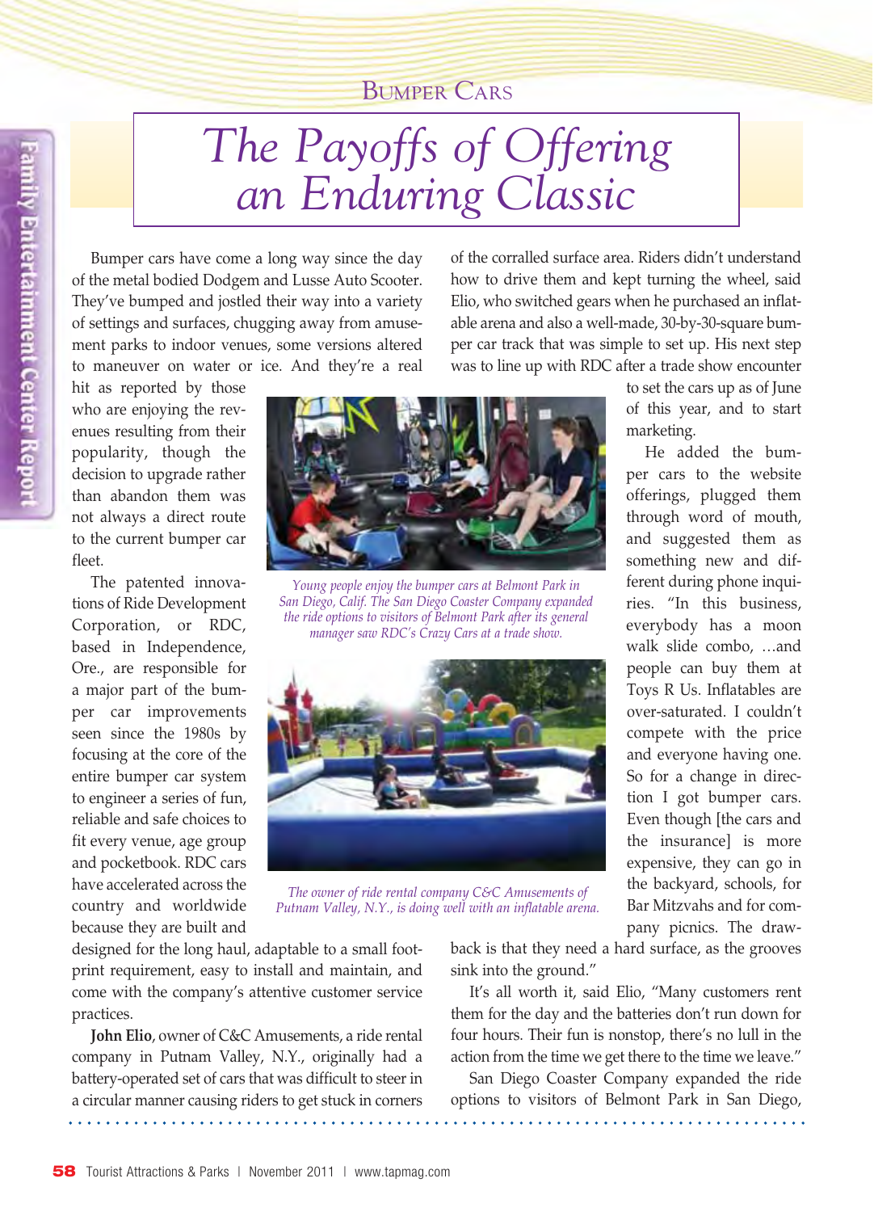Bumper Cars

# The Payoffs of Offering an Enduring Classic

Bumper cars have come a long way since the day of the metal bodied Dodgem and Lusse Auto Scooter. They've bumped and jostled their way into a variety of settings and surfaces, chugging away from amusement parks to indoor venues, some versions altered to maneuver on water or ice. And they're a real hit as reported by those who are enjoying the revenues resulting from their popularity, though the decision to upgrade rather than abandon them was not always a direct route to the current bumper car fleet.

The patented innovations of Ride Development Corporation, or RDC, based in Independence, Ore., are responsible for a major part of the bumper car improvements seen since the 1980s by focusing at the core of the entire bumper car system to engineer a series of fun, reliable and safe choices to fit every venue, age group and pocketbook. RDC cars have accelerated across the country and worldwide because they are built and designed for the long haul, adaptable to a small footprint requirement, easy to install and maintain, and come with the company's attentive customer service practices.

*Young people enjoy the bumper cars at Belmont Park in San Diego, Calif. The San Diego Coaster Company expanded the ride options to visitors of Belmont Park after its general manager saw RDC's Crazy Cars at a trade show.*

*The owner of ride rental company C&C Amusements of Putnam Valley, N.Y., is doing well with an inflatable arena.*

**John Elio**, owner of C&C Amusements, a ride rental company in Putnam Valley, N.Y., originally had a battery-operated set of cars that was difficult to steer in a circular manner causing riders to get stuck in corners of the corralled surface area. Riders didn't understand how to drive them and kept turning the wheel, said Elio, who switched gears when he purchased an inflatable arena and also a well-made, 30-by-30-square bumper car track that was simple to set up. His next step was to line up with RDC after a trade show encounter to set the cars up as of June of this year, and to start marketing.

He added the bumper cars to the website offerings, plugged them through word of mouth, and suggested them as something new and different during phone inquiries. "In this business, everybody has a moon walk slide combo, …and people can buy them at Toys R Us. Inflatables are over-saturated. I couldn't compete with the price and everyone having one. So for a change in direction I got bumper cars. Even though [the cars and the insurance] is more expensive, they can go in the backyard, schools, for Bar Mitzvahs and for company picnics. The drawback is that they need a hard surface, as the grooves sink into the ground."

It's all worth it, said Elio, "Many customers rent them for the day and the batteries don't run down for four hours. Their fun is nonstop, there's no lull in the action from the time we get there to the time we leave."

San Diego Coaster Company expanded the ride options to visitors of Belmont Park in San Diego,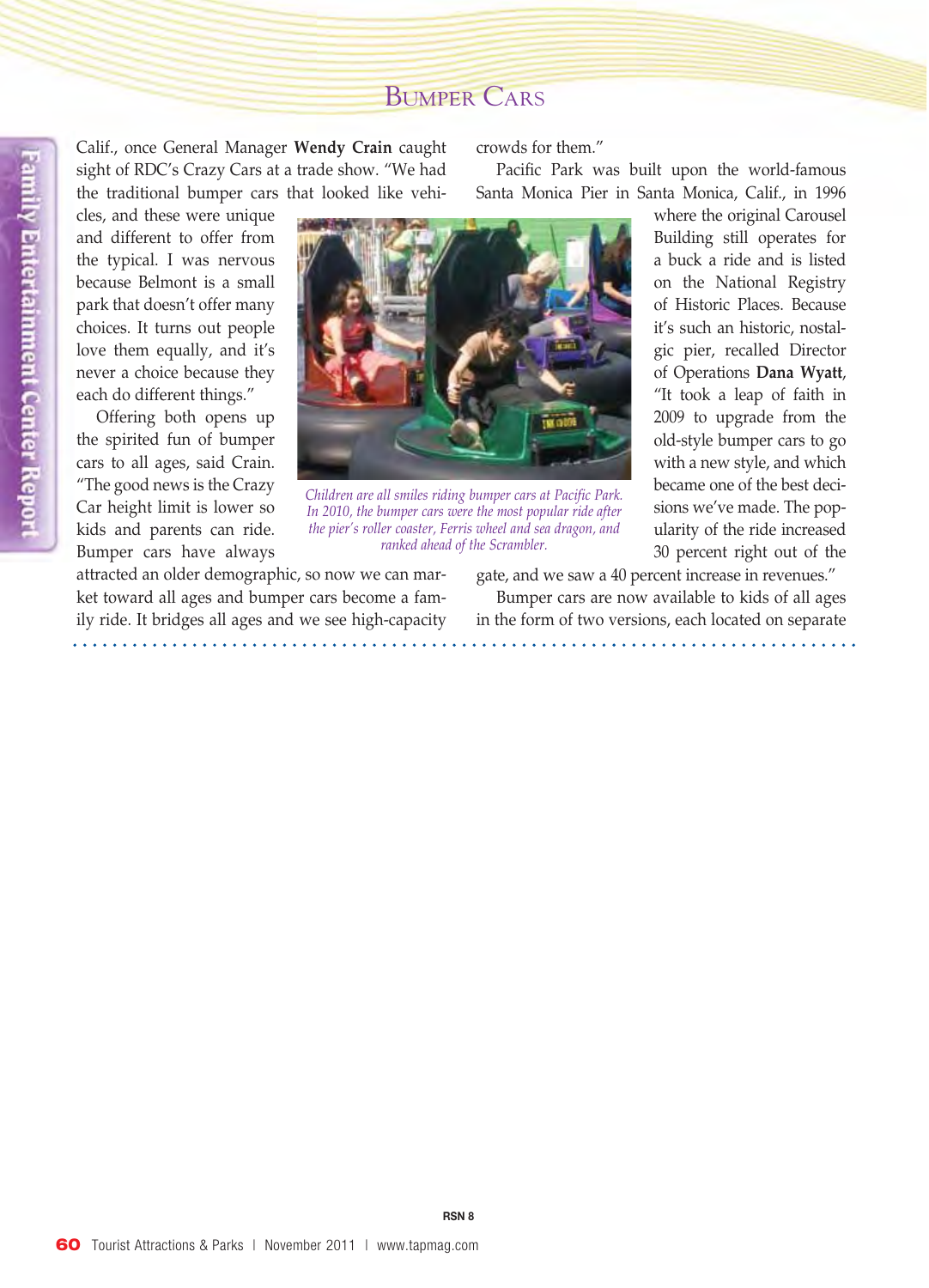Calif., once General Manager **Wendy Crain** caught sight of RDC's Crazy Cars at a trade show. "We had the traditional bumper cars that looked like vehicles, and these were unique and different to offer from the typical. I was nervous because Belmont is a small park that doesn't offer many choices. It turns out people love them equally, and it's never a choice because they each do different things."

Offering both opens up the spirited fun of bumper cars to all ages, said Crain. "The good news is the Crazy Car height limit is lower so kids and parents can ride. Bumper cars have always attracted an older demographic, so now we can market toward all ages and bumper cars become a family ride. It bridges all ages and we see high-capacity crowds for them."

*Children are all smiles riding bumper cars at Pacific Park. In 2010, the bumper cars were the most popular ride after the pier's roller coaster, Ferris wheel and sea dragon, and ranked ahead of the Scrambler.*

Pacific Park was built upon the world-famous Santa Monica Pier in Santa Monica, Calif., in 1996 where the original Carousel Building still operates for a buck a ride and is listed on the National Registry of Historic Places. Because it's such an historic, nostalgic pier, recalled Director of Operations **Dana Wyatt**, "It took a leap of faith in 2009 to upgrade from the old-style bumper cars to go with a new style, and which became one of the best decisions we've made. The popularity of the ride increased 30 percent right out of the gate, and we saw a 40 percent increase in revenues."

Bumper cars are now available to kids of all ages in the form of two versions, each located on separate

RSN 8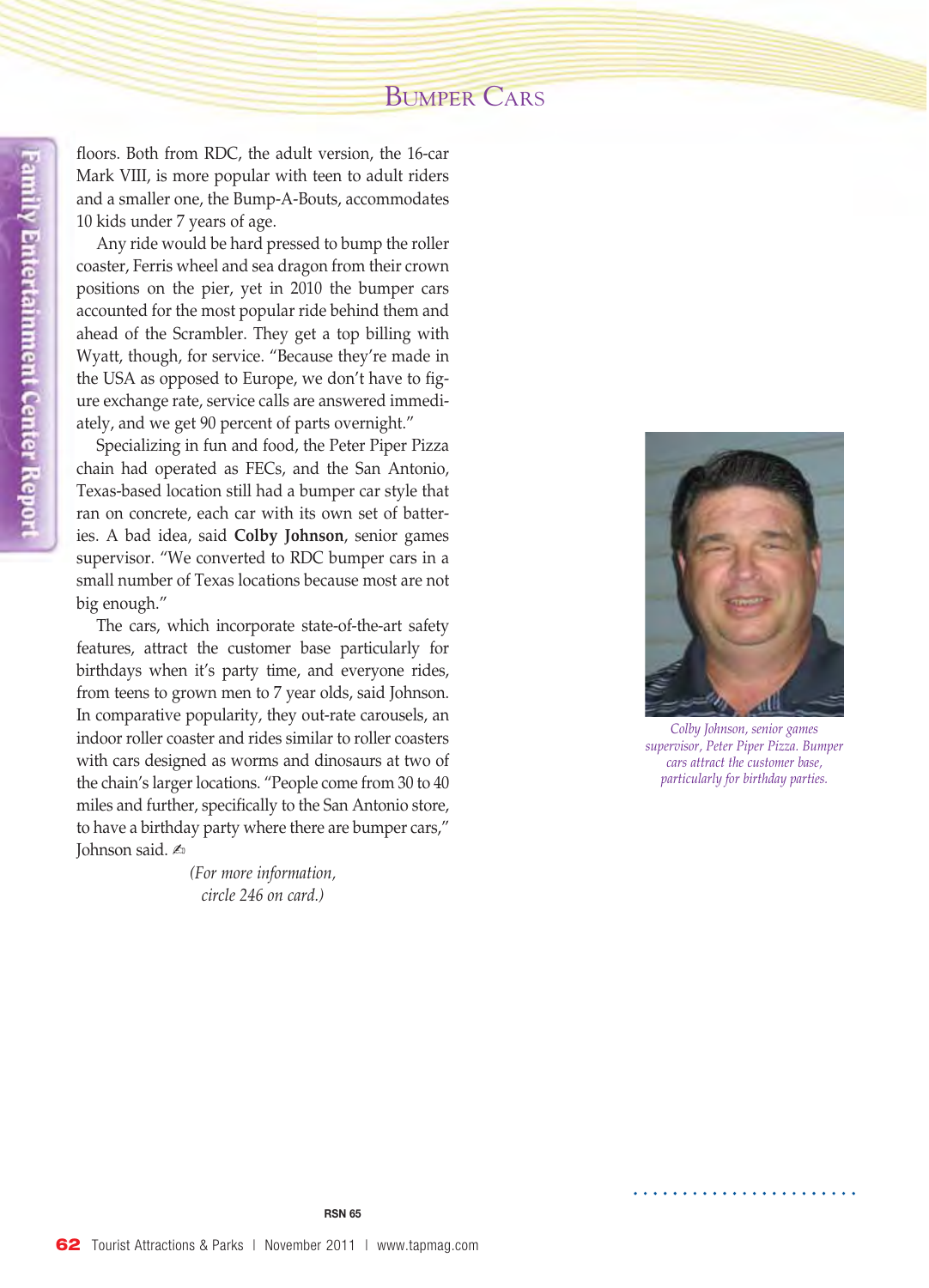floors. Both from RDC, the adult version, the 16-car Mark VIII, is more popular with teen to adult riders and a smaller one, the Bump-A-Bouts, accommodates 10 kids under 7 years of age.

Any ride would be hard pressed to bump the roller coaster, Ferris wheel and sea dragon from their crown positions on the pier, yet in 2010 the bumper cars accounted for the most popular ride behind them and ahead of the Scrambler. They get a top billing with Wyatt, though, for service. "Because they're made in the USA as opposed to Europe, we don't have to figure exchange rate, service calls are answered immediately, and we get 90 percent of parts overnight."

Specializing in fun and food, the Peter Piper Pizza chain had operated as FECs, and the San Antonio, Texas-based location still had a bumper car style that ran on concrete, each car with its own set of batteries. A bad idea, said **Colby Johnson**, senior games supervisor. "We converted to RDC bumper cars in a small number of Texas locations because most are not big enough."

The cars, which incorporate state-of-the-art safety features, attract the customer base particularly for birthdays when it's party time, and everyone rides, from teens to grown men to 7 year olds, said Johnson. In comparative popularity, they out-rate carousels, an indoor roller coaster and rides similar to roller coasters with cars designed as worms and dinosaurs at two of the chain's larger locations. "People come from 30 to 40 miles and further, specifically to the San Antonio store, to have a birthday party where there are bumper cars," Johnson said.

*(For more information, circle 246 on card.)*

*Colby Johnson, senior games supervisor, Peter Piper Pizza. Bumper cars attract the customer base, particularly for birthday parties.*

RSN 65